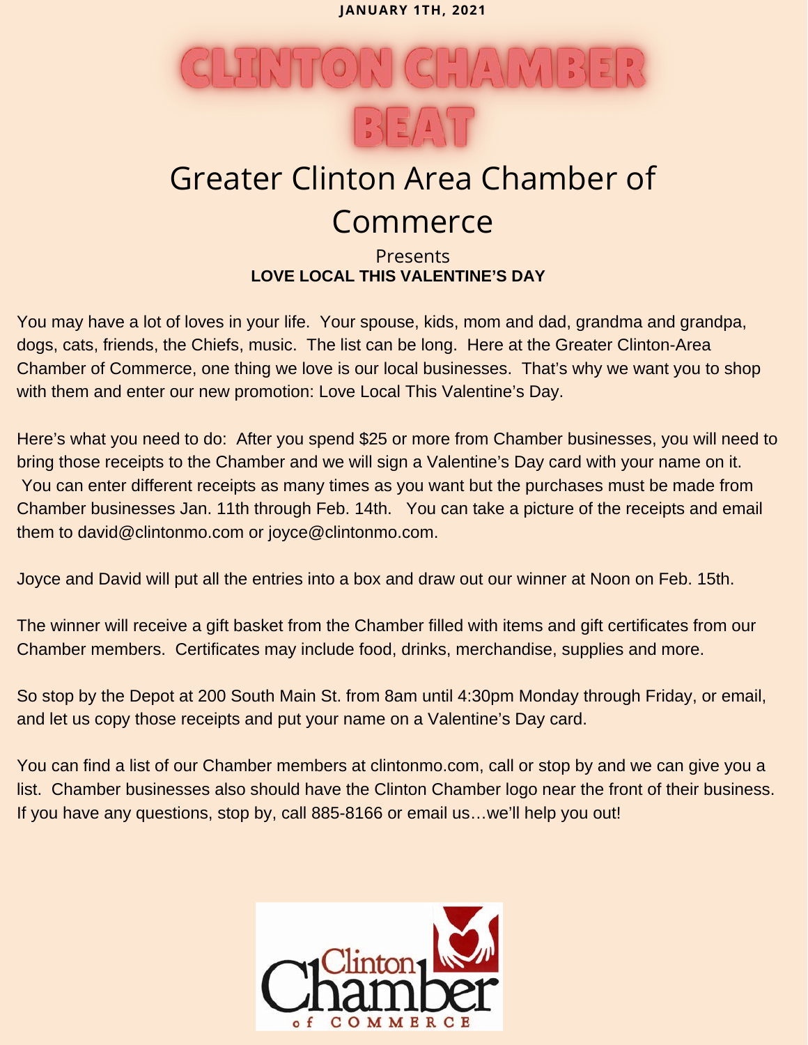**JANUARY 1TH, 2021**

# CLINTON CHAMBER BEAT

## Greater Clinton Area Chamber of Commerce

Presents

**LOVE LOCAL THIS VALENTINE'S DAY**

You may have a lot of loves in your life. Your spouse, kids, mom and dad, grandma and grandpa, dogs, cats, friends, the Chiefs, music. The list can be long. Here at the Greater Clinton-Area Chamber of Commerce, one thing we love is our local businesses. That's why we want you to shop with them and enter our new promotion: Love Local This Valentine's Day.

Here's what you need to do: After you spend $25 or more from Chamber businesses, you will need to bring those receipts to the Chamber and we will sign a Valentine's Day card with your name on it. You can enter different receipts as many times as you want but the purchases must be made from Chamber businesses Jan. 11th through Feb. 14th. You can take a picture of the receipts and email them to david@clintonmo.com or joyce@clintonmo.com.

Joyce and David will put all the entries into a box and draw out our winner at Noon on Feb. 15th.

The winner will receive a gift basket from the Chamber filled with items and gift certificates from our Chamber members. Certificates may include food, drinks, merchandise, supplies and more.

So stop by the Depot at 200 South Main St. from 8am until 4:30pm Monday through Friday, or email, and let us copy those receipts and put your name on a Valentine's Day card.

You can find a list of our Chamber members at clintonmo.com, call or stop by and we can give you a list. Chamber businesses also should have the Clinton Chamber logo near the front of their business. If you have any questions, stop by, call 885-8166 or email us…we'll help you out!

Clinton Chamber of COMMERCE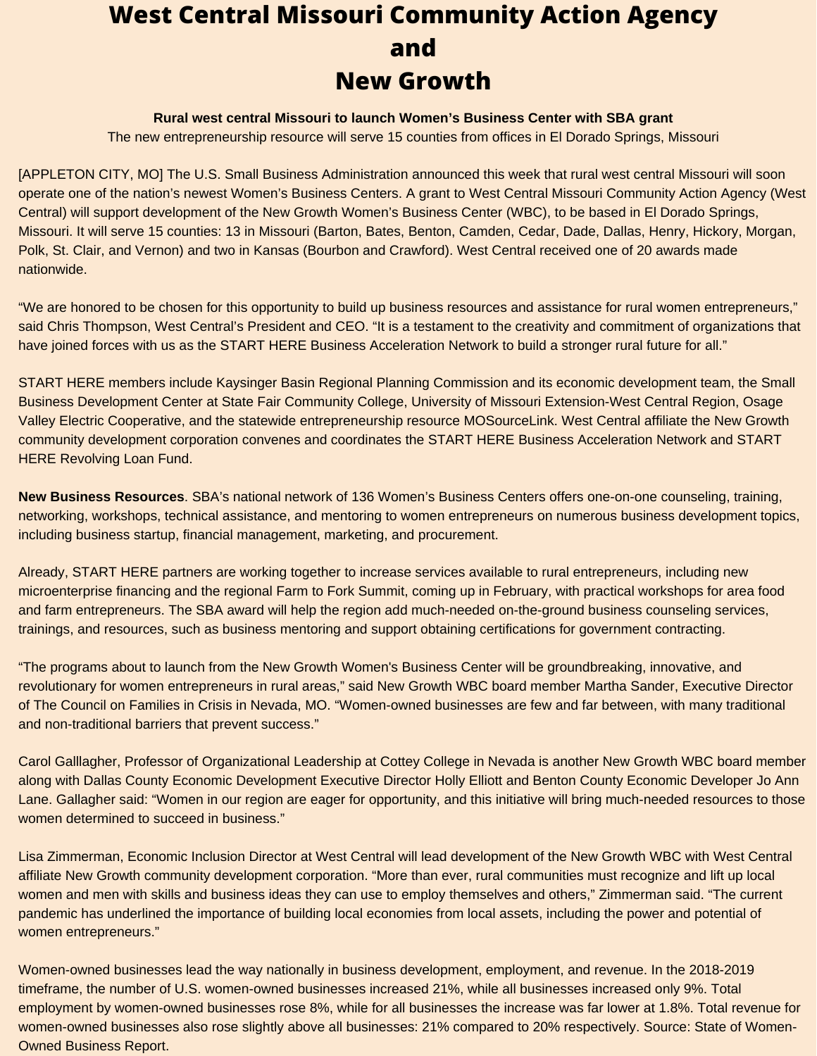# West Central Missouri Community Action Agency and New Growth

**Rural west central Missouri to launch Women's Business Center with SBA grant**

The new entrepreneurship resource will serve 15 counties from offices in El Dorado Springs, Missouri

[APPLETON CITY, MO] The U.S. Small Business Administration announced this week that rural west central Missouri will soon operate one of the nation's newest Women's Business Centers. A grant to West Central Missouri Community Action Agency (West Central) will support development of the New Growth Women's Business Center (WBC), to be based in El Dorado Springs, Missouri. It will serve 15 counties: 13 in Missouri (Barton, Bates, Benton, Camden, Cedar, Dade, Dallas, Henry, Hickory, Morgan, Polk, St. Clair, and Vernon) and two in Kansas (Bourbon and Crawford). West Central received one of 20 awards made nationwide.

"We are honored to be chosen for this opportunity to build up business resources and assistance for rural women entrepreneurs," said Chris Thompson, West Central's President and CEO. "It is a testament to the creativity and commitment of organizations that have joined forces with us as the START HERE Business Acceleration Network to build a stronger rural future for all."

START HERE members include Kaysinger Basin Regional Planning Commission and its economic development team, the Small Business Development Center at State Fair Community College, University of Missouri Extension-West Central Region, Osage Valley Electric Cooperative, and the statewide entrepreneurship resource MOSourceLink. West Central affiliate the New Growth community development corporation convenes and coordinates the START HERE Business Acceleration Network and START HERE Revolving Loan Fund.

**New Business Resources**. SBA's national network of 136 Women's Business Centers offers one-on-one counseling, training, networking, workshops, technical assistance, and mentoring to women entrepreneurs on numerous business development topics, including business startup, financial management, marketing, and procurement.

Already, START HERE partners are working together to increase services available to rural entrepreneurs, including new microenterprise financing and the regional Farm to Fork Summit, coming up in February, with practical workshops for area food and farm entrepreneurs. The SBA award will help the region add much-needed on-the-ground business counseling services, trainings, and resources, such as business mentoring and support obtaining certifications for government contracting.

"The programs about to launch from the New Growth Women's Business Center will be groundbreaking, innovative, and revolutionary for women entrepreneurs in rural areas," said New Growth WBC board member Martha Sander, Executive Director of The Council on Families in Crisis in Nevada, MO. "Women-owned businesses are few and far between, with many traditional and non-traditional barriers that prevent success."

Carol Galllagher, Professor of Organizational Leadership at Cottey College in Nevada is another New Growth WBC board member along with Dallas County Economic Development Executive Director Holly Elliott and Benton County Economic Developer Jo Ann Lane. Gallagher said: "Women in our region are eager for opportunity, and this initiative will bring much-needed resources to those women determined to succeed in business."

Lisa Zimmerman, Economic Inclusion Director at West Central will lead development of the New Growth WBC with West Central affiliate New Growth community development corporation. "More than ever, rural communities must recognize and lift up local women and men with skills and business ideas they can use to employ themselves and others," Zimmerman said. "The current pandemic has underlined the importance of building local economies from local assets, including the power and potential of women entrepreneurs."

Women-owned businesses lead the way nationally in business development, employment, and revenue. In the 2018-2019 timeframe, the number of U.S. women-owned businesses increased 21%, while all businesses increased only 9%. Total employment by women-owned businesses rose 8%, while for all businesses the increase was far lower at 1.8%. Total revenue for women-owned businesses also rose slightly above all businesses: 21% compared to 20% respectively. Source: State of Women-Owned Business Report.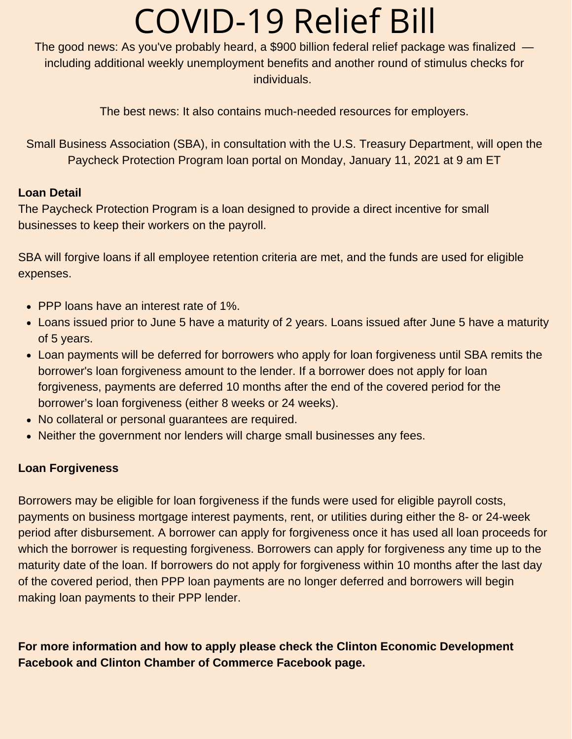# COVID-19 Relief Bill

The good news: As you've probably heard, a $900 billion federal relief package was finalized — including additional weekly unemployment benefits and another round of stimulus checks for individuals.

The best news: It also contains much-needed resources for employers.

Small Business Association (SBA), in consultation with the U.S. Treasury Department, will open the Paycheck Protection Program loan portal on Monday, January 11, 2021 at 9 am ET

**Loan Detail**

The Paycheck Protection Program is a loan designed to provide a direct incentive for small businesses to keep their workers on the payroll.

SBA will forgive loans if all employee retention criteria are met, and the funds are used for eligible expenses.

- PPP loans have an interest rate of 1%.
- Loans issued prior to June 5 have a maturity of 2 years. Loans issued after June 5 have a maturity of 5 years.
- Loan payments will be deferred for borrowers who apply for loan forgiveness until SBA remits the borrower's loan forgiveness amount to the lender. If a borrower does not apply for loan forgiveness, payments are deferred 10 months after the end of the covered period for the borrower's loan forgiveness (either 8 weeks or 24 weeks).
- No collateral or personal guarantees are required.
- Neither the government nor lenders will charge small businesses any fees.

**Loan Forgiveness**

Borrowers may be eligible for loan forgiveness if the funds were used for eligible payroll costs, payments on business mortgage interest payments, rent, or utilities during either the 8- or 24-week period after disbursement. A borrower can apply for forgiveness once it has used all loan proceeds for which the borrower is requesting forgiveness. Borrowers can apply for forgiveness any time up to the maturity date of the loan. If borrowers do not apply for forgiveness within 10 months after the last day of the covered period, then PPP loan payments are no longer deferred and borrowers will begin making loan payments to their PPP lender.

**For more information and how to apply please check the Clinton Economic Development Facebook and Clinton Chamber of Commerce Facebook page.**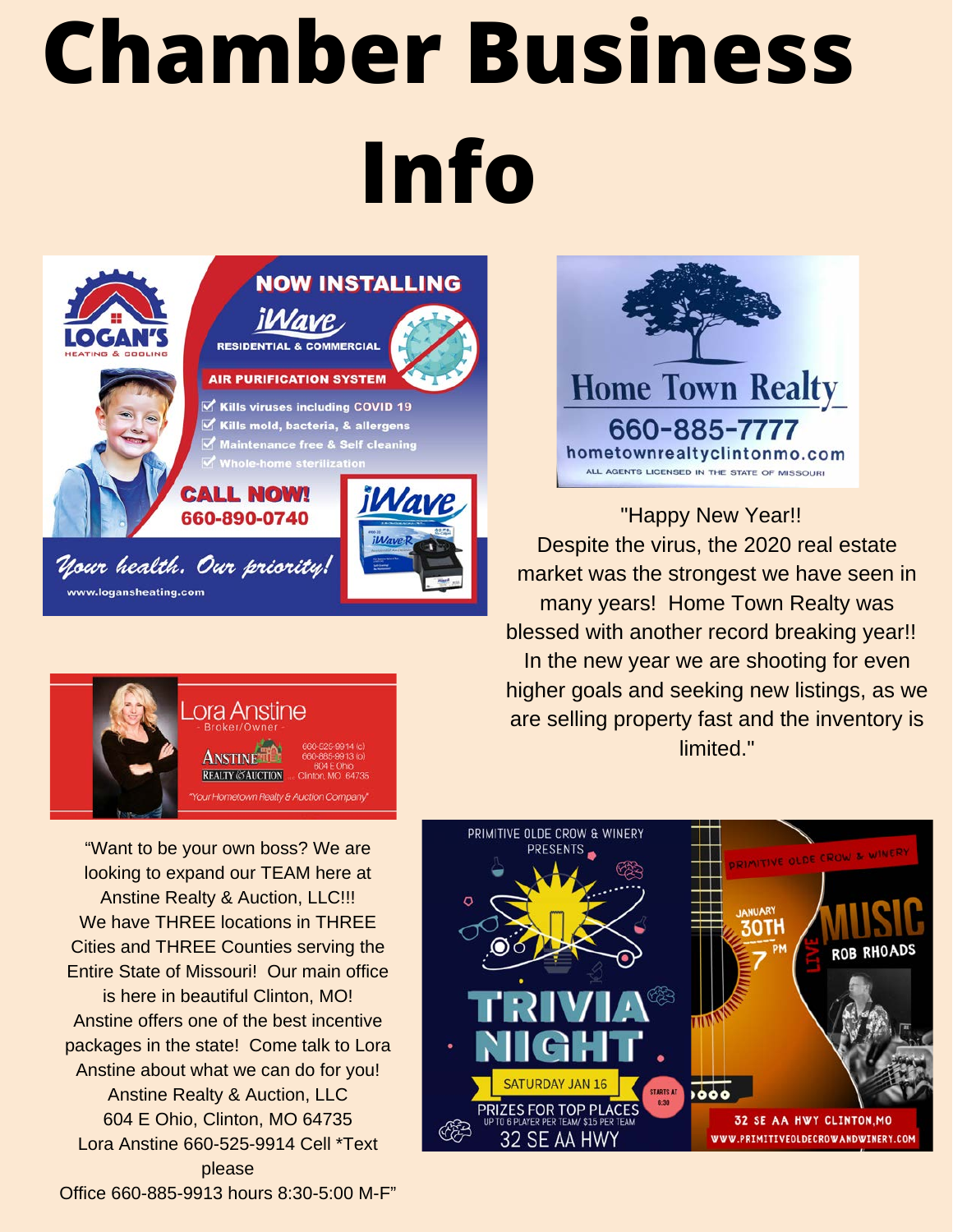# Chamber Business Info

**NOW INSTALLING**

**iWave**

RESIDENTIAL & COMMERCIAL

**AIR PURIFICATION SYSTEM**

- Kills viruses including COVID 19
- Kills mold, bacteria, & allergens
- Maintenance free & Self cleaning
- Whole-home sterilization

**LOGAN'S** HEATING & COOLING

**CALL NOW!** 660-890-0740

*Your health. Our priority!*

www.logansheating.com

**Home Town Realty**

660-885-7777

hometownrealtyclintonmo.com

ALL AGENTS LICENSED IN THE STATE OF MISSOURI

"Happy New Year!! Despite the virus, the 2020 real estate market was the strongest we have seen in many years! Home Town Realty was blessed with another record breaking year!! In the new year we are shooting for even higher goals and seeking new listings, as we are selling property fast and the inventory is limited."

Lora Anstine

- Broker/Owner -

ANSTINE REALTY & AUCTION

660-525-9914 (c)
660-885-9913 (o)
604 E Ohio
Clinton, MO 64735

"Your Hometown Realty & Auction Company"

"Want to be your own boss? We are looking to expand our TEAM here at Anstine Realty & Auction, LLC!!! We have THREE locations in THREE Cities and THREE Counties serving the Entire State of Missouri! Our main office is here in beautiful Clinton, MO! Anstine offers one of the best incentive packages in the state! Come talk to Lora Anstine about what we can do for you!
Anstine Realty & Auction, LLC
604 E Ohio, Clinton, MO 64735
Lora Anstine 660-525-9914 Cell *Text please
Office 660-885-9913 hours 8:30-5:00 M-F"

PRIMITIVE OLDE CROW & WINERY PRESENTS

**TRIVIA NIGHT**

SATURDAY JAN 16

STARTS AT 6:30

PRIZES FOR TOP PLACES

UP TO 6 PLAYER PER TEAM/ $15 PER TEAM

32 SE AA HWY

PRIMITIVE OLDE CROW & WINERY

JANUARY 30TH 7 PM

LIVE MUSIC

ROB RHOADS

32 SE AA HWY CLINTON, MO

WWW.PRIMITIVEOLDECROWANDWINERY.COM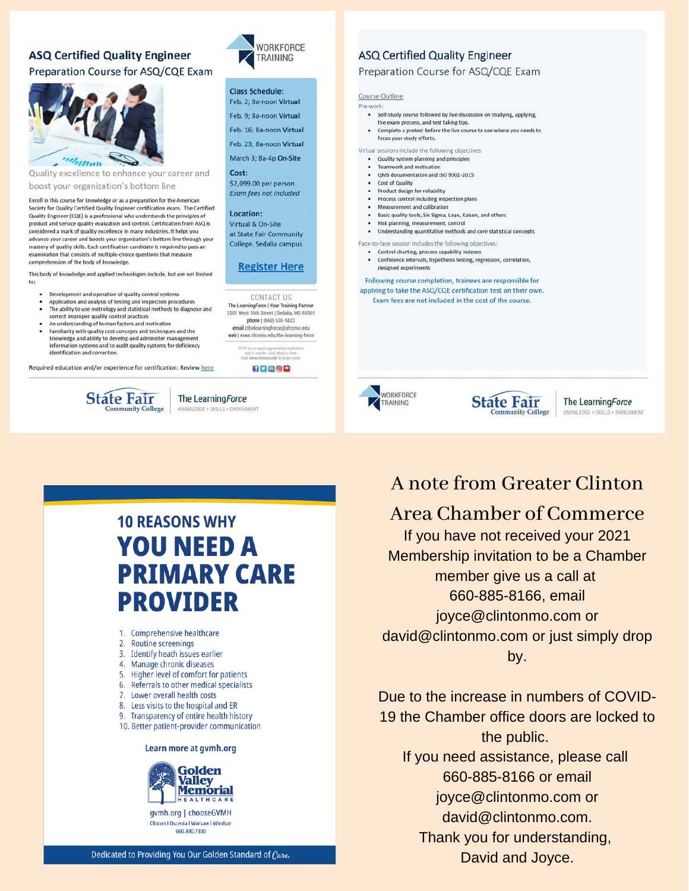## ASQ Certified Quality Engineer

### Preparation Course for ASQ/CQE Exam

WORKFORCE TRAINING

Quality excellence to enhance your career and boost your organization's bottom line

Enroll in this course for knowledge or as a preparation for the American Society for Quality Certified Quality Engineer certification exam. The Certified Quality Engineer (CQE) is a professional who understands the principles of product and service quality evaluation and control. Certification from ASQ is considered a mark of quality excellence in many industries. It helps you advance your career and boosts your organization's bottom line through your mastery of quality skills. Each certification candidate is required to pass an examination that consists of multiple-choice questions that measure comprehension of the body of knowledge.

This body of knowledge and applied technologies include, but are not limited to:

- Development and operation of quality control systems
- Application and analysis of testing and inspection procedures
- The ability to use metrology and statistical methods to diagnose and correct improper quality control practices
- An understanding of human factors and motivation
- Familiarity with quality cost concepts and techniques and the knowledge and ability to develop and administer management information systems and to audit quality systems for deficiency identification and correction.

Required education and/or experience for certification: Review here

**Class Schedule:**
Feb. 2; 8a-noon **Virtual**
Feb. 9; 8a-noon **Virtual**
Feb. 16; 8a-noon **Virtual**
Feb. 23; 8a-noon **Virtual**
March 3; 8a-4p **On-Site**

**Cost:**
$2,099.00 per person
*Exam fees not included*

**Location:**
Virtual & On-Site at State Fair Community College, Sedalia campus

**Register Here**

CONTACT US
The Learning*Force* | Your Training Partner
3201 West 16th Street | Sedalia, MO 65301
phone | (660) 530-5822
email | thelearningforce@sfccmo.edu
web | www.sfccmo.edu/the-learning-force

SFCC is an equal opportunity institution and is smoke- and tobacco-free. Visit www.sfccmo.edu to learn more.

State Fair Community College | The Learning*Force* KNOWLEDGE + SKILLS + ENRICHMENT

## ASQ Certified Quality Engineer

### Preparation Course for ASQ/CQE Exam

Course Outline

Pre-work:

- Self-study course followed by live discussion on studying, applying, the exam process, and test taking tips.
- Complete a pretest before the live course to see where you need to focus your study efforts.

Virtual sessions include the following objectives:

- Quality system planning and principles
- Teamwork and motivation
- QMS documentation and ISO 9001-2015
- Cost of Quality
- Product design for reliability
- Process control including inspection plans
- Measurement and calibration
- Basic quality tools, Six Sigma, Lean, Kaizen, and others
- Risk planning, measurement, control
- Understanding quantitative methods and core statistical concepts

Face-to-face session includes the following objectives:

- Control charting, process capability indexes
- Confidence intervals, hypothesis testing, regression, correlation, designed experiments

Following course completion, trainees are responsible for applying to take the ASQ/CQE certification test on their own. Exam fees are not included in the cost of the course.

WORKFORCE TRAINING | State Fair Community College | The Learning*Force* KNOWLEDGE + SKILLS + ENRICHMENT

## 10 REASONS WHY YOU NEED A PRIMARY CARE PROVIDER

1. Comprehensive healthcare
2. Routine screenings
3. Identify heath issues earlier
4. Manage chronic diseases
5. Higher level of comfort for patients
6. Referrals to other medical specialists
7. Lower overall health costs
8. Less visits to the hospital and ER
9. Transparency of entire health history
10. Better patient-provider communication

**Learn more at gvmh.org**

Golden Valley Memorial HEALTHCARE
gvmh.org | chooseGVMH
Clinton | Osceola | Warsaw | Windsor
660.890.7300

Dedicated to Providing You Our Golden Standard of *Care.*

## A note from Greater Clinton Area Chamber of Commerce

If you have not received your 2021 Membership invitation to be a Chamber member give us a call at 660-885-8166, email joyce@clintonmo.com or david@clintonmo.com or just simply drop by.

Due to the increase in numbers of COVID-19 the Chamber office doors are locked to the public.
If you need assistance, please call 660-885-8166 or email joyce@clintonmo.com or david@clintonmo.com.
Thank you for understanding,
David and Joyce.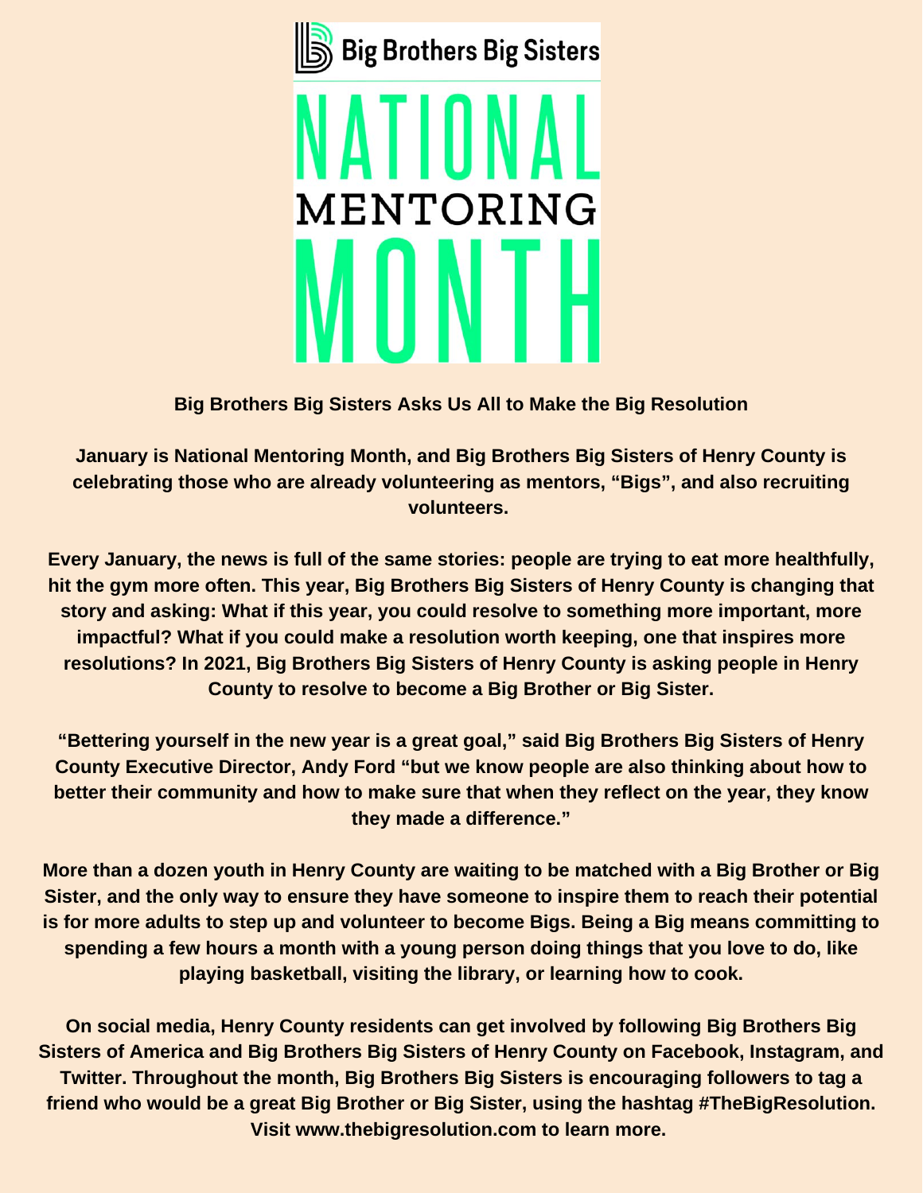Big Brothers Big Sisters

NATIONAL MENTORING MONTH

**Big Brothers Big Sisters Asks Us All to Make the Big Resolution**

**January is National Mentoring Month, and Big Brothers Big Sisters of Henry County is celebrating those who are already volunteering as mentors, "Bigs", and also recruiting volunteers.**

**Every January, the news is full of the same stories: people are trying to eat more healthfully, hit the gym more often. This year, Big Brothers Big Sisters of Henry County is changing that story and asking: What if this year, you could resolve to something more important, more impactful? What if you could make a resolution worth keeping, one that inspires more resolutions? In 2021, Big Brothers Big Sisters of Henry County is asking people in Henry County to resolve to become a Big Brother or Big Sister.**

**"Bettering yourself in the new year is a great goal," said Big Brothers Big Sisters of Henry County Executive Director, Andy Ford "but we know people are also thinking about how to better their community and how to make sure that when they reflect on the year, they know they made a difference."**

**More than a dozen youth in Henry County are waiting to be matched with a Big Brother or Big Sister, and the only way to ensure they have someone to inspire them to reach their potential is for more adults to step up and volunteer to become Bigs. Being a Big means committing to spending a few hours a month with a young person doing things that you love to do, like playing basketball, visiting the library, or learning how to cook.**

**On social media, Henry County residents can get involved by following Big Brothers Big Sisters of America and Big Brothers Big Sisters of Henry County on Facebook, Instagram, and Twitter. Throughout the month, Big Brothers Big Sisters is encouraging followers to tag a friend who would be a great Big Brother or Big Sister, using the hashtag #TheBigResolution. Visit www.thebigresolution.com to learn more.**